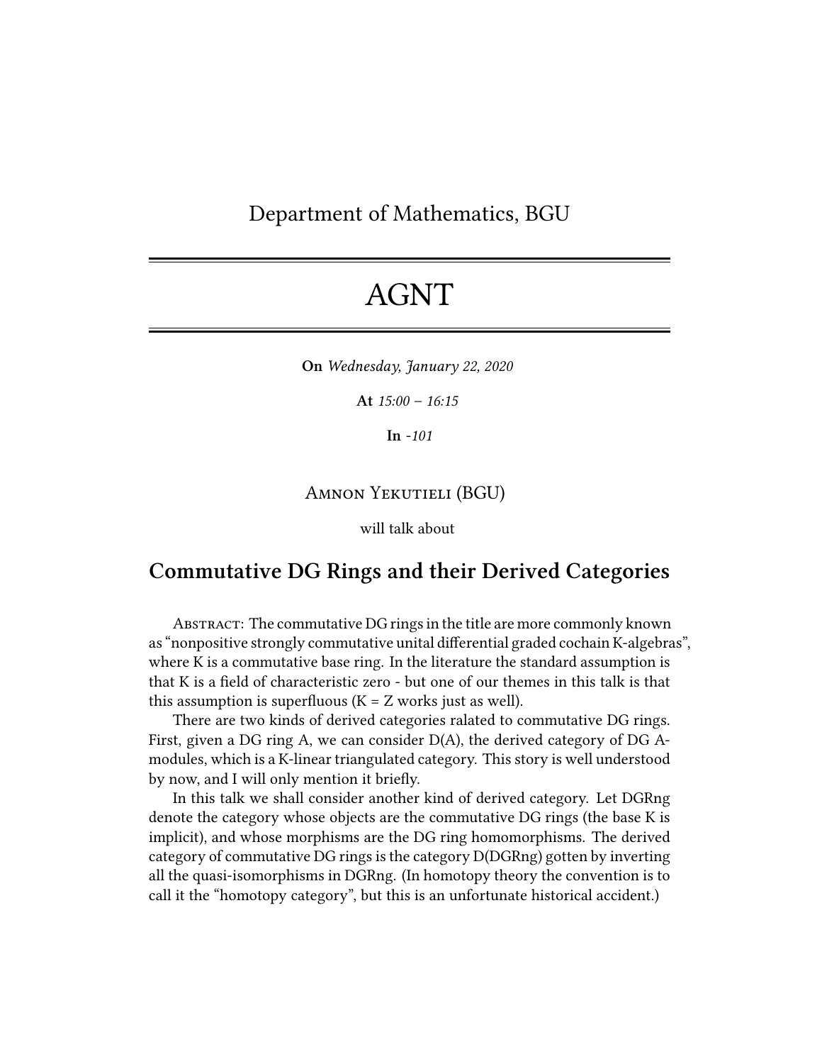Department of Mathematics, BGU

# AGNT

**On** *Wednesday, January 22, 2020*

**At** *15:00 – 16:15*

**In** *-101*

Amnon Yekutieli (BGU)

will talk about

## Commutative DG Rings and their Derived Categories

Abstract: The commutative DG rings in the title are more commonly known as "nonpositive strongly commutative unital differential graded cochain K-algebras", where K is a commutative base ring. In the literature the standard assumption is that K is a field of characteristic zero - but one of our themes in this talk is that this assumption is superfluous (K = Z works just as well).

There are two kinds of derived categories ralated to commutative DG rings. First, given a DG ring A, we can consider D(A), the derived category of DG A-modules, which is a K-linear triangulated category. This story is well understood by now, and I will only mention it briefly.

In this talk we shall consider another kind of derived category. Let DGRng denote the category whose objects are the commutative DG rings (the base K is implicit), and whose morphisms are the DG ring homomorphisms. The derived category of commutative DG rings is the category D(DGRng) gotten by inverting all the quasi-isomorphisms in DGRng. (In homotopy theory the convention is to call it the "homotopy category", but this is an unfortunate historical accident.)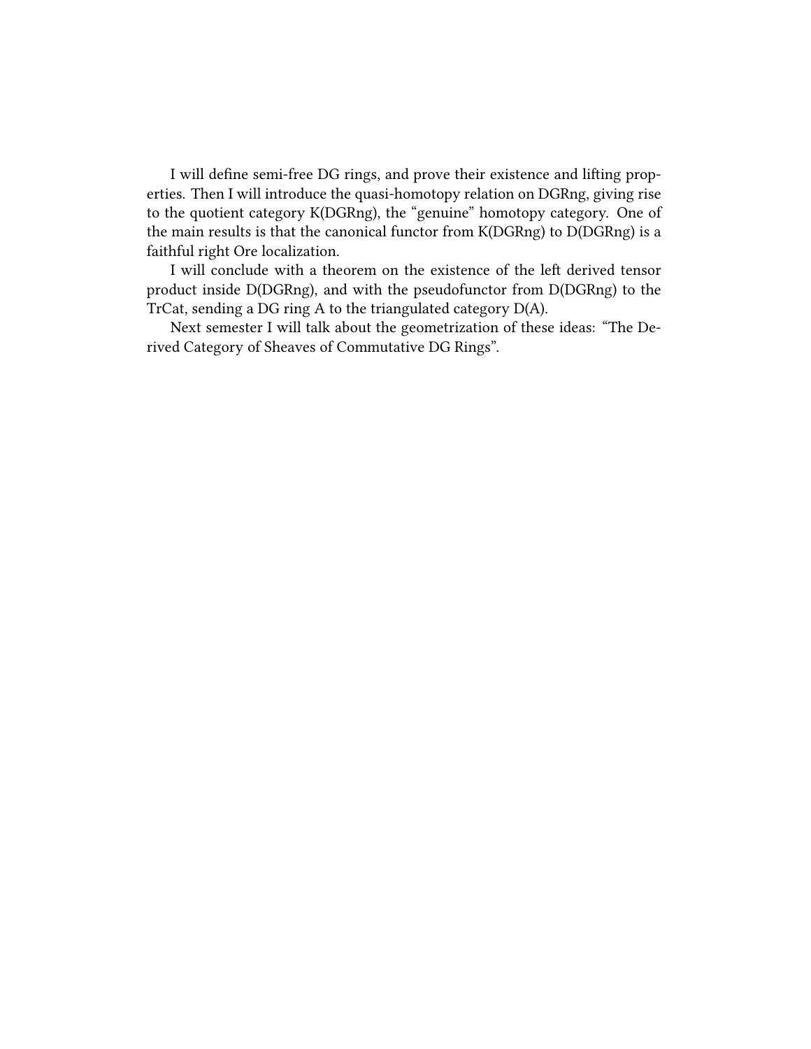I will define semi-free DG rings, and prove their existence and lifting properties. Then I will introduce the quasi-homotopy relation on DGRng, giving rise to the quotient category K(DGRng), the "genuine" homotopy category. One of the main results is that the canonical functor from K(DGRng) to D(DGRng) is a faithful right Ore localization.

I will conclude with a theorem on the existence of the left derived tensor product inside D(DGRng), and with the pseudofunctor from D(DGRng) to the TrCat, sending a DG ring A to the triangulated category D(A).

Next semester I will talk about the geometrization of these ideas: "The Derived Category of Sheaves of Commutative DG Rings".